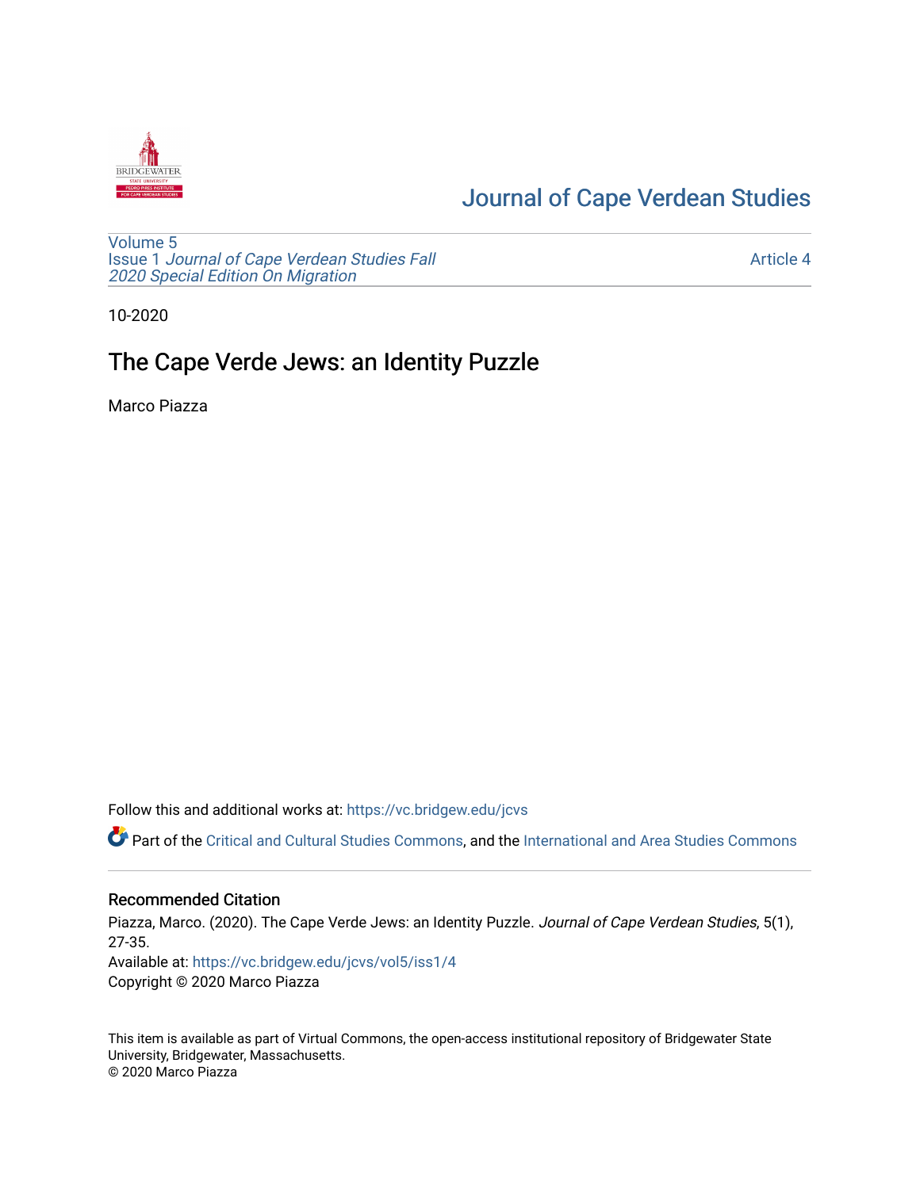Journal of Cape Verdean Studies

Volume 5
Issue 1 *Journal of Cape Verdean Studies Fall 2020 Special Edition On Migration*

Article 4

10-2020

# The Cape Verde Jews: an Identity Puzzle

Marco Piazza

Follow this and additional works at: https://vc.bridgew.edu/jcvs

Part of the Critical and Cultural Studies Commons, and the International and Area Studies Commons

## Recommended Citation

Piazza, Marco. (2020). The Cape Verde Jews: an Identity Puzzle. *Journal of Cape Verdean Studies*, 5(1), 27-35.
Available at: https://vc.bridgew.edu/jcvs/vol5/iss1/4
Copyright © 2020 Marco Piazza

This item is available as part of Virtual Commons, the open-access institutional repository of Bridgewater State University, Bridgewater, Massachusetts.
© 2020 Marco Piazza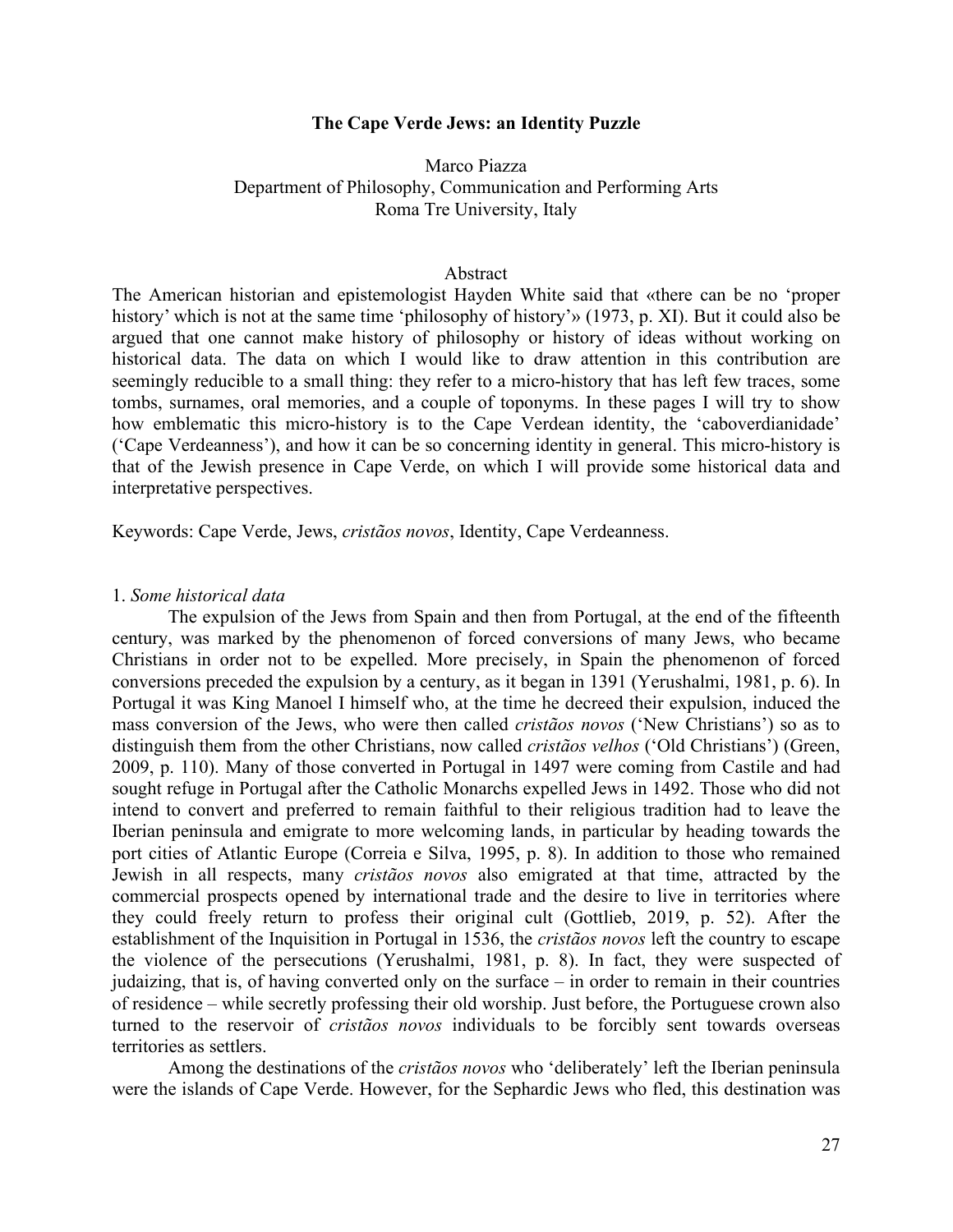# The Cape Verde Jews: an Identity Puzzle

Marco Piazza
Department of Philosophy, Communication and Performing Arts
Roma Tre University, Italy

## Abstract

The American historian and epistemologist Hayden White said that «there can be no 'proper history' which is not at the same time 'philosophy of history'» (1973, p. XI). But it could also be argued that one cannot make history of philosophy or history of ideas without working on historical data. The data on which I would like to draw attention in this contribution are seemingly reducible to a small thing: they refer to a micro-history that has left few traces, some tombs, surnames, oral memories, and a couple of toponyms. In these pages I will try to show how emblematic this micro-history is to the Cape Verdean identity, the 'caboverdianidade' ('Cape Verdeanness'), and how it can be so concerning identity in general. This micro-history is that of the Jewish presence in Cape Verde, on which I will provide some historical data and interpretative perspectives.

Keywords: Cape Verde, Jews, *cristãos novos*, Identity, Cape Verdeanness.

## 1. *Some historical data*

The expulsion of the Jews from Spain and then from Portugal, at the end of the fifteenth century, was marked by the phenomenon of forced conversions of many Jews, who became Christians in order not to be expelled. More precisely, in Spain the phenomenon of forced conversions preceded the expulsion by a century, as it began in 1391 (Yerushalmi, 1981, p. 6). In Portugal it was King Manoel I himself who, at the time he decreed their expulsion, induced the mass conversion of the Jews, who were then called *cristãos novos* ('New Christians') so as to distinguish them from the other Christians, now called *cristãos velhos* ('Old Christians') (Green, 2009, p. 110). Many of those converted in Portugal in 1497 were coming from Castile and had sought refuge in Portugal after the Catholic Monarchs expelled Jews in 1492. Those who did not intend to convert and preferred to remain faithful to their religious tradition had to leave the Iberian peninsula and emigrate to more welcoming lands, in particular by heading towards the port cities of Atlantic Europe (Correia e Silva, 1995, p. 8). In addition to those who remained Jewish in all respects, many *cristãos novos* also emigrated at that time, attracted by the commercial prospects opened by international trade and the desire to live in territories where they could freely return to profess their original cult (Gottlieb, 2019, p. 52). After the establishment of the Inquisition in Portugal in 1536, the *cristãos novos* left the country to escape the violence of the persecutions (Yerushalmi, 1981, p. 8). In fact, they were suspected of judaizing, that is, of having converted only on the surface – in order to remain in their countries of residence – while secretly professing their old worship. Just before, the Portuguese crown also turned to the reservoir of *cristãos novos* individuals to be forcibly sent towards overseas territories as settlers.

Among the destinations of the *cristãos novos* who 'deliberately' left the Iberian peninsula were the islands of Cape Verde. However, for the Sephardic Jews who fled, this destination was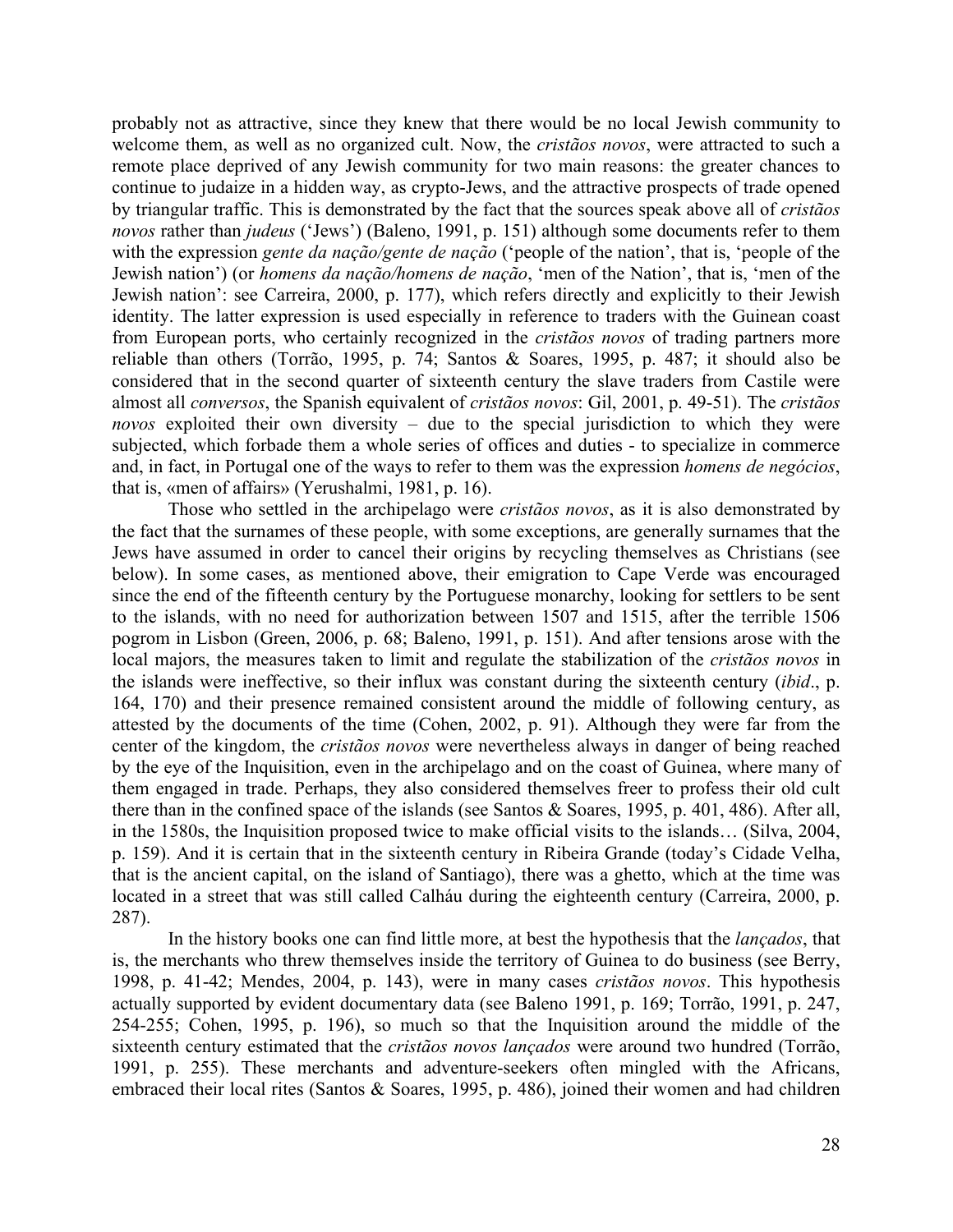probably not as attractive, since they knew that there would be no local Jewish community to welcome them, as well as no organized cult. Now, the *cristãos novos*, were attracted to such a remote place deprived of any Jewish community for two main reasons: the greater chances to continue to judaize in a hidden way, as crypto-Jews, and the attractive prospects of trade opened by triangular traffic. This is demonstrated by the fact that the sources speak above all of *cristãos novos* rather than *judeus* ('Jews') (Baleno, 1991, p. 151) although some documents refer to them with the expression *gente da nação/gente de nação* ('people of the nation', that is, 'people of the Jewish nation') (or *homens da nação/homens de nação*, 'men of the Nation', that is, 'men of the Jewish nation': see Carreira, 2000, p. 177), which refers directly and explicitly to their Jewish identity. The latter expression is used especially in reference to traders with the Guinean coast from European ports, who certainly recognized in the *cristãos novos* of trading partners more reliable than others (Torrão, 1995, p. 74; Santos & Soares, 1995, p. 487; it should also be considered that in the second quarter of sixteenth century the slave traders from Castile were almost all *conversos*, the Spanish equivalent of *cristãos novos*: Gil, 2001, p. 49-51). The *cristãos novos* exploited their own diversity – due to the special jurisdiction to which they were subjected, which forbade them a whole series of offices and duties - to specialize in commerce and, in fact, in Portugal one of the ways to refer to them was the expression *homens de negócios*, that is, «men of affairs» (Yerushalmi, 1981, p. 16).

Those who settled in the archipelago were *cristãos novos*, as it is also demonstrated by the fact that the surnames of these people, with some exceptions, are generally surnames that the Jews have assumed in order to cancel their origins by recycling themselves as Christians (see below). In some cases, as mentioned above, their emigration to Cape Verde was encouraged since the end of the fifteenth century by the Portuguese monarchy, looking for settlers to be sent to the islands, with no need for authorization between 1507 and 1515, after the terrible 1506 pogrom in Lisbon (Green, 2006, p. 68; Baleno, 1991, p. 151). And after tensions arose with the local majors, the measures taken to limit and regulate the stabilization of the *cristãos novos* in the islands were ineffective, so their influx was constant during the sixteenth century (*ibid*., p. 164, 170) and their presence remained consistent around the middle of following century, as attested by the documents of the time (Cohen, 2002, p. 91). Although they were far from the center of the kingdom, the *cristãos novos* were nevertheless always in danger of being reached by the eye of the Inquisition, even in the archipelago and on the coast of Guinea, where many of them engaged in trade. Perhaps, they also considered themselves freer to profess their old cult there than in the confined space of the islands (see Santos & Soares, 1995, p. 401, 486). After all, in the 1580s, the Inquisition proposed twice to make official visits to the islands… (Silva, 2004, p. 159). And it is certain that in the sixteenth century in Ribeira Grande (today's Cidade Velha, that is the ancient capital, on the island of Santiago), there was a ghetto, which at the time was located in a street that was still called Calháu during the eighteenth century (Carreira, 2000, p. 287).

In the history books one can find little more, at best the hypothesis that the *lançados*, that is, the merchants who threw themselves inside the territory of Guinea to do business (see Berry, 1998, p. 41-42; Mendes, 2004, p. 143), were in many cases *cristãos novos*. This hypothesis actually supported by evident documentary data (see Baleno 1991, p. 169; Torrão, 1991, p. 247, 254-255; Cohen, 1995, p. 196), so much so that the Inquisition around the middle of the sixteenth century estimated that the *cristãos novos lançados* were around two hundred (Torrão, 1991, p. 255). These merchants and adventure-seekers often mingled with the Africans, embraced their local rites (Santos & Soares, 1995, p. 486), joined their women and had children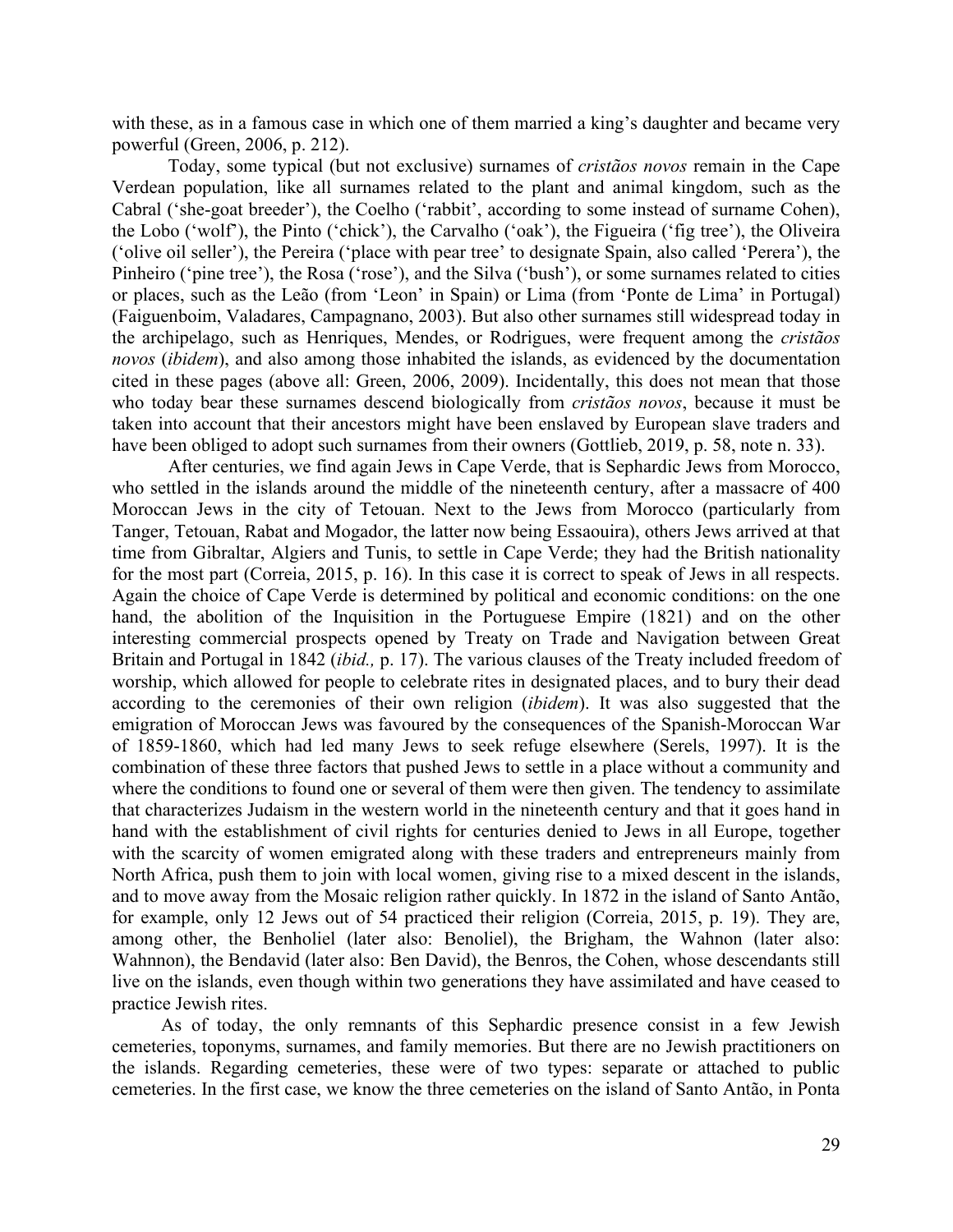with these, as in a famous case in which one of them married a king's daughter and became very powerful (Green, 2006, p. 212).

Today, some typical (but not exclusive) surnames of *cristãos novos* remain in the Cape Verdean population, like all surnames related to the plant and animal kingdom, such as the Cabral ('she-goat breeder'), the Coelho ('rabbit', according to some instead of surname Cohen), the Lobo ('wolf'), the Pinto ('chick'), the Carvalho ('oak'), the Figueira ('fig tree'), the Oliveira ('olive oil seller'), the Pereira ('place with pear tree' to designate Spain, also called 'Perera'), the Pinheiro ('pine tree'), the Rosa ('rose'), and the Silva ('bush'), or some surnames related to cities or places, such as the Leão (from 'Leon' in Spain) or Lima (from 'Ponte de Lima' in Portugal) (Faiguenboim, Valadares, Campagnano, 2003). But also other surnames still widespread today in the archipelago, such as Henriques, Mendes, or Rodrigues, were frequent among the *cristãos novos* (*ibidem*), and also among those inhabited the islands, as evidenced by the documentation cited in these pages (above all: Green, 2006, 2009). Incidentally, this does not mean that those who today bear these surnames descend biologically from *cristãos novos*, because it must be taken into account that their ancestors might have been enslaved by European slave traders and have been obliged to adopt such surnames from their owners (Gottlieb, 2019, p. 58, note n. 33).

After centuries, we find again Jews in Cape Verde, that is Sephardic Jews from Morocco, who settled in the islands around the middle of the nineteenth century, after a massacre of 400 Moroccan Jews in the city of Tetouan. Next to the Jews from Morocco (particularly from Tanger, Tetouan, Rabat and Mogador, the latter now being Essaouira), others Jews arrived at that time from Gibraltar, Algiers and Tunis, to settle in Cape Verde; they had the British nationality for the most part (Correia, 2015, p. 16). In this case it is correct to speak of Jews in all respects. Again the choice of Cape Verde is determined by political and economic conditions: on the one hand, the abolition of the Inquisition in the Portuguese Empire (1821) and on the other interesting commercial prospects opened by Treaty on Trade and Navigation between Great Britain and Portugal in 1842 (*ibid.,* p. 17). The various clauses of the Treaty included freedom of worship, which allowed for people to celebrate rites in designated places, and to bury their dead according to the ceremonies of their own religion (*ibidem*). It was also suggested that the emigration of Moroccan Jews was favoured by the consequences of the Spanish-Moroccan War of 1859-1860, which had led many Jews to seek refuge elsewhere (Serels, 1997). It is the combination of these three factors that pushed Jews to settle in a place without a community and where the conditions to found one or several of them were then given. The tendency to assimilate that characterizes Judaism in the western world in the nineteenth century and that it goes hand in hand with the establishment of civil rights for centuries denied to Jews in all Europe, together with the scarcity of women emigrated along with these traders and entrepreneurs mainly from North Africa, push them to join with local women, giving rise to a mixed descent in the islands, and to move away from the Mosaic religion rather quickly. In 1872 in the island of Santo Antão, for example, only 12 Jews out of 54 practiced their religion (Correia, 2015, p. 19). They are, among other, the Benholiel (later also: Benoliel), the Brigham, the Wahnon (later also: Wahnnon), the Bendavid (later also: Ben David), the Benros, the Cohen, whose descendants still live on the islands, even though within two generations they have assimilated and have ceased to practice Jewish rites.

As of today, the only remnants of this Sephardic presence consist in a few Jewish cemeteries, toponyms, surnames, and family memories. But there are no Jewish practitioners on the islands. Regarding cemeteries, these were of two types: separate or attached to public cemeteries. In the first case, we know the three cemeteries on the island of Santo Antão, in Ponta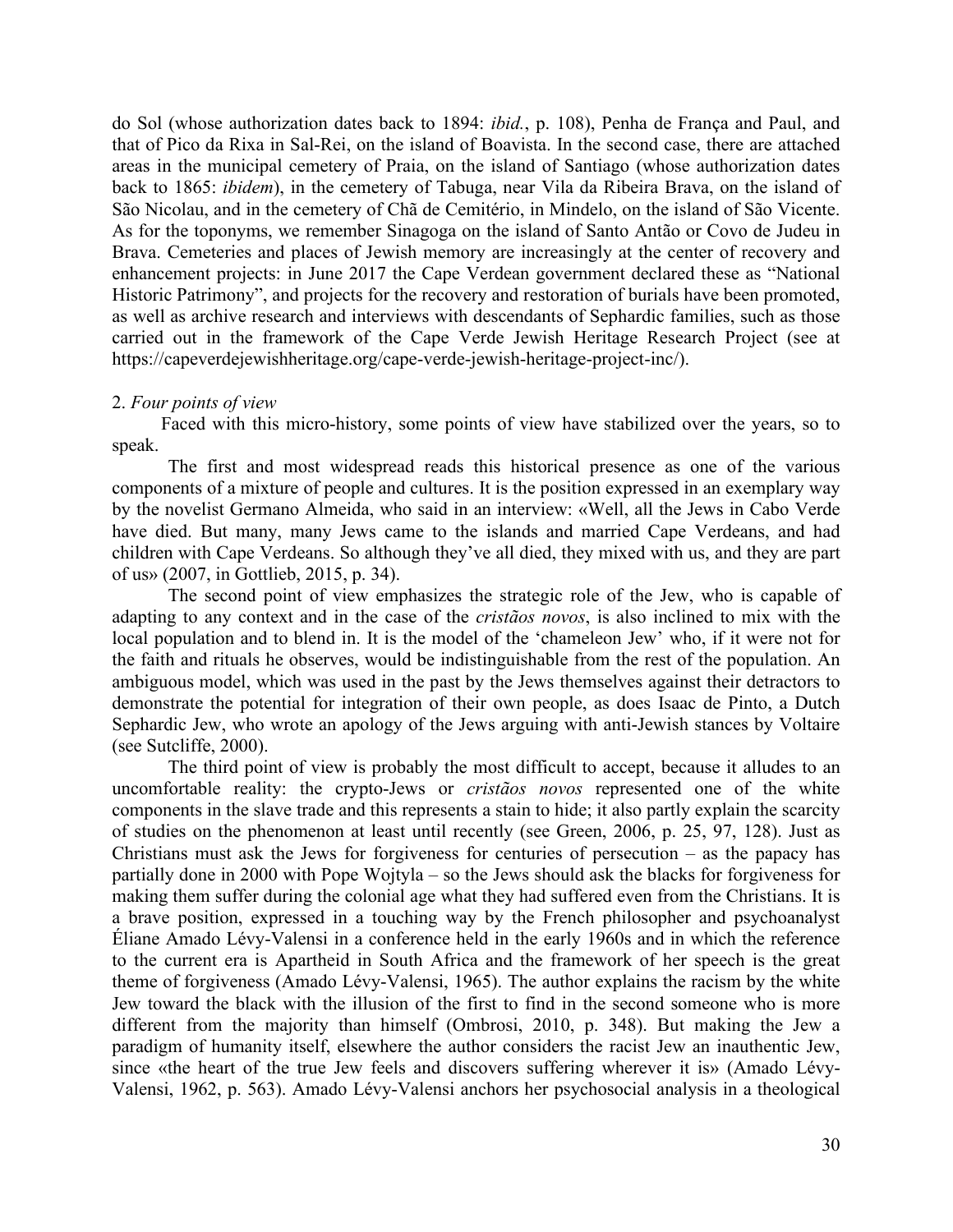do Sol (whose authorization dates back to 1894: *ibid.*, p. 108), Penha de França and Paul, and that of Pico da Rixa in Sal-Rei, on the island of Boavista. In the second case, there are attached areas in the municipal cemetery of Praia, on the island of Santiago (whose authorization dates back to 1865: *ibidem*), in the cemetery of Tabuga, near Vila da Ribeira Brava, on the island of São Nicolau, and in the cemetery of Chã de Cemitério, in Mindelo, on the island of São Vicente. As for the toponyms, we remember Sinagoga on the island of Santo Antão or Covo de Judeu in Brava. Cemeteries and places of Jewish memory are increasingly at the center of recovery and enhancement projects: in June 2017 the Cape Verdean government declared these as "National Historic Patrimony", and projects for the recovery and restoration of burials have been promoted, as well as archive research and interviews with descendants of Sephardic families, such as those carried out in the framework of the Cape Verde Jewish Heritage Research Project (see at https://capeverdejewishheritage.org/cape-verde-jewish-heritage-project-inc/).

## 2. *Four points of view*

Faced with this micro-history, some points of view have stabilized over the years, so to speak.

The first and most widespread reads this historical presence as one of the various components of a mixture of people and cultures. It is the position expressed in an exemplary way by the novelist Germano Almeida, who said in an interview: «Well, all the Jews in Cabo Verde have died. But many, many Jews came to the islands and married Cape Verdeans, and had children with Cape Verdeans. So although they've all died, they mixed with us, and they are part of us» (2007, in Gottlieb, 2015, p. 34).

The second point of view emphasizes the strategic role of the Jew, who is capable of adapting to any context and in the case of the *cristãos novos*, is also inclined to mix with the local population and to blend in. It is the model of the 'chameleon Jew' who, if it were not for the faith and rituals he observes, would be indistinguishable from the rest of the population. An ambiguous model, which was used in the past by the Jews themselves against their detractors to demonstrate the potential for integration of their own people, as does Isaac de Pinto, a Dutch Sephardic Jew, who wrote an apology of the Jews arguing with anti-Jewish stances by Voltaire (see Sutcliffe, 2000).

The third point of view is probably the most difficult to accept, because it alludes to an uncomfortable reality: the crypto-Jews or *cristãos novos* represented one of the white components in the slave trade and this represents a stain to hide; it also partly explain the scarcity of studies on the phenomenon at least until recently (see Green, 2006, p. 25, 97, 128). Just as Christians must ask the Jews for forgiveness for centuries of persecution – as the papacy has partially done in 2000 with Pope Wojtyla – so the Jews should ask the blacks for forgiveness for making them suffer during the colonial age what they had suffered even from the Christians. It is a brave position, expressed in a touching way by the French philosopher and psychoanalyst Éliane Amado Lévy-Valensi in a conference held in the early 1960s and in which the reference to the current era is Apartheid in South Africa and the framework of her speech is the great theme of forgiveness (Amado Lévy-Valensi, 1965). The author explains the racism by the white Jew toward the black with the illusion of the first to find in the second someone who is more different from the majority than himself (Ombrosi, 2010, p. 348). But making the Jew a paradigm of humanity itself, elsewhere the author considers the racist Jew an inauthentic Jew, since «the heart of the true Jew feels and discovers suffering wherever it is» (Amado Lévy-Valensi, 1962, p. 563). Amado Lévy-Valensi anchors her psychosocial analysis in a theological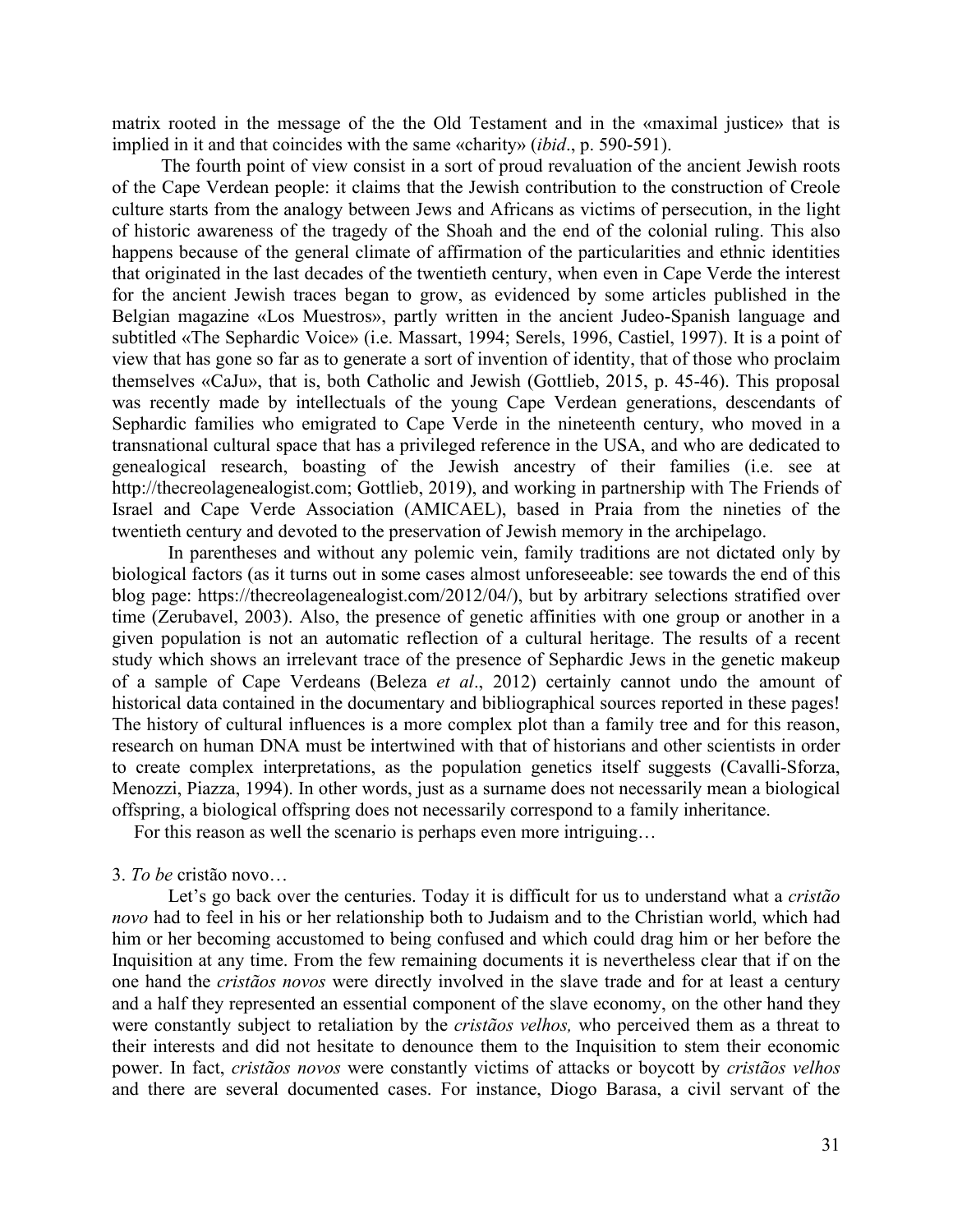matrix rooted in the message of the the Old Testament and in the «maximal justice» that is implied in it and that coincides with the same «charity» (*ibid*., p. 590-591).

The fourth point of view consist in a sort of proud revaluation of the ancient Jewish roots of the Cape Verdean people: it claims that the Jewish contribution to the construction of Creole culture starts from the analogy between Jews and Africans as victims of persecution, in the light of historic awareness of the tragedy of the Shoah and the end of the colonial ruling. This also happens because of the general climate of affirmation of the particularities and ethnic identities that originated in the last decades of the twentieth century, when even in Cape Verde the interest for the ancient Jewish traces began to grow, as evidenced by some articles published in the Belgian magazine «Los Muestros», partly written in the ancient Judeo-Spanish language and subtitled «The Sephardic Voice» (i.e. Massart, 1994; Serels, 1996, Castiel, 1997). It is a point of view that has gone so far as to generate a sort of invention of identity, that of those who proclaim themselves «CaJu», that is, both Catholic and Jewish (Gottlieb, 2015, p. 45-46). This proposal was recently made by intellectuals of the young Cape Verdean generations, descendants of Sephardic families who emigrated to Cape Verde in the nineteenth century, who moved in a transnational cultural space that has a privileged reference in the USA, and who are dedicated to genealogical research, boasting of the Jewish ancestry of their families (i.e. see at http://thecreolagenealogist.com; Gottlieb, 2019), and working in partnership with The Friends of Israel and Cape Verde Association (AMICAEL), based in Praia from the nineties of the twentieth century and devoted to the preservation of Jewish memory in the archipelago.

In parentheses and without any polemic vein, family traditions are not dictated only by biological factors (as it turns out in some cases almost unforeseeable: see towards the end of this blog page: https://thecreolagenealogist.com/2012/04/), but by arbitrary selections stratified over time (Zerubavel, 2003). Also, the presence of genetic affinities with one group or another in a given population is not an automatic reflection of a cultural heritage. The results of a recent study which shows an irrelevant trace of the presence of Sephardic Jews in the genetic makeup of a sample of Cape Verdeans (Beleza *et al*., 2012) certainly cannot undo the amount of historical data contained in the documentary and bibliographical sources reported in these pages! The history of cultural influences is a more complex plot than a family tree and for this reason, research on human DNA must be intertwined with that of historians and other scientists in order to create complex interpretations, as the population genetics itself suggests (Cavalli-Sforza, Menozzi, Piazza, 1994). In other words, just as a surname does not necessarily mean a biological offspring, a biological offspring does not necessarily correspond to a family inheritance.

For this reason as well the scenario is perhaps even more intriguing…

## 3. *To be* cristão novo…

Let's go back over the centuries. Today it is difficult for us to understand what a *cristão novo* had to feel in his or her relationship both to Judaism and to the Christian world, which had him or her becoming accustomed to being confused and which could drag him or her before the Inquisition at any time. From the few remaining documents it is nevertheless clear that if on the one hand the *cristãos novos* were directly involved in the slave trade and for at least a century and a half they represented an essential component of the slave economy, on the other hand they were constantly subject to retaliation by the *cristãos velhos,* who perceived them as a threat to their interests and did not hesitate to denounce them to the Inquisition to stem their economic power. In fact, *cristãos novos* were constantly victims of attacks or boycott by *cristãos velhos* and there are several documented cases. For instance, Diogo Barasa, a civil servant of the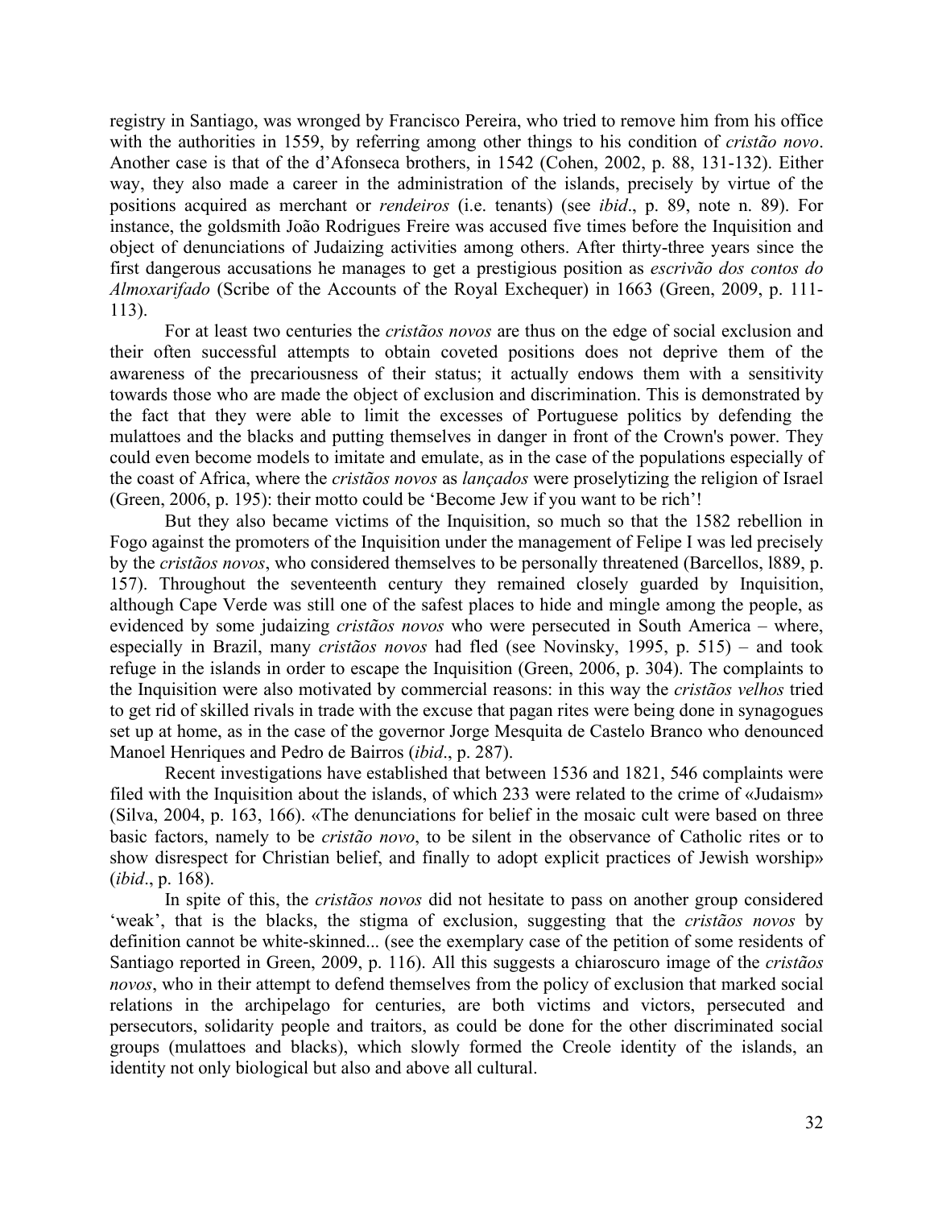registry in Santiago, was wronged by Francisco Pereira, who tried to remove him from his office with the authorities in 1559, by referring among other things to his condition of *cristão novo*. Another case is that of the d'Afonseca brothers, in 1542 (Cohen, 2002, p. 88, 131-132). Either way, they also made a career in the administration of the islands, precisely by virtue of the positions acquired as merchant or *rendeiros* (i.e. tenants) (see *ibid*., p. 89, note n. 89). For instance, the goldsmith João Rodrigues Freire was accused five times before the Inquisition and object of denunciations of Judaizing activities among others. After thirty-three years since the first dangerous accusations he manages to get a prestigious position as *escrivão dos contos do Almoxarifado* (Scribe of the Accounts of the Royal Exchequer) in 1663 (Green, 2009, p. 111-113).

For at least two centuries the *cristãos novos* are thus on the edge of social exclusion and their often successful attempts to obtain coveted positions does not deprive them of the awareness of the precariousness of their status; it actually endows them with a sensitivity towards those who are made the object of exclusion and discrimination. This is demonstrated by the fact that they were able to limit the excesses of Portuguese politics by defending the mulattoes and the blacks and putting themselves in danger in front of the Crown's power. They could even become models to imitate and emulate, as in the case of the populations especially of the coast of Africa, where the *cristãos novos* as *lançados* were proselytizing the religion of Israel (Green, 2006, p. 195): their motto could be 'Become Jew if you want to be rich'!

But they also became victims of the Inquisition, so much so that the 1582 rebellion in Fogo against the promoters of the Inquisition under the management of Felipe I was led precisely by the *cristãos novos*, who considered themselves to be personally threatened (Barcellos, l889, p. 157). Throughout the seventeenth century they remained closely guarded by Inquisition, although Cape Verde was still one of the safest places to hide and mingle among the people, as evidenced by some judaizing *cristãos novos* who were persecuted in South America – where, especially in Brazil, many *cristãos novos* had fled (see Novinsky, 1995, p. 515) – and took refuge in the islands in order to escape the Inquisition (Green, 2006, p. 304). The complaints to the Inquisition were also motivated by commercial reasons: in this way the *cristãos velhos* tried to get rid of skilled rivals in trade with the excuse that pagan rites were being done in synagogues set up at home, as in the case of the governor Jorge Mesquita de Castelo Branco who denounced Manoel Henriques and Pedro de Bairros (*ibid*., p. 287).

Recent investigations have established that between 1536 and 1821, 546 complaints were filed with the Inquisition about the islands, of which 233 were related to the crime of «Judaism» (Silva, 2004, p. 163, 166). «The denunciations for belief in the mosaic cult were based on three basic factors, namely to be *cristão novo*, to be silent in the observance of Catholic rites or to show disrespect for Christian belief, and finally to adopt explicit practices of Jewish worship» (*ibid*., p. 168).

In spite of this, the *cristãos novos* did not hesitate to pass on another group considered 'weak', that is the blacks, the stigma of exclusion, suggesting that the *cristãos novos* by definition cannot be white-skinned... (see the exemplary case of the petition of some residents of Santiago reported in Green, 2009, p. 116). All this suggests a chiaroscuro image of the *cristãos novos*, who in their attempt to defend themselves from the policy of exclusion that marked social relations in the archipelago for centuries, are both victims and victors, persecuted and persecutors, solidarity people and traitors, as could be done for the other discriminated social groups (mulattoes and blacks), which slowly formed the Creole identity of the islands, an identity not only biological but also and above all cultural.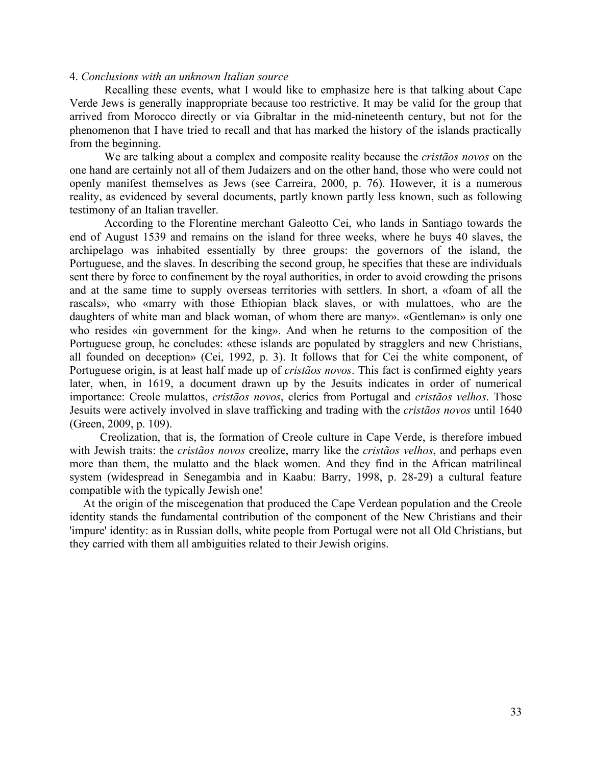### 4. *Conclusions with an unknown Italian source*

Recalling these events, what I would like to emphasize here is that talking about Cape Verde Jews is generally inappropriate because too restrictive. It may be valid for the group that arrived from Morocco directly or via Gibraltar in the mid-nineteenth century, but not for the phenomenon that I have tried to recall and that has marked the history of the islands practically from the beginning.

We are talking about a complex and composite reality because the *cristãos novos* on the one hand are certainly not all of them Judaizers and on the other hand, those who were could not openly manifest themselves as Jews (see Carreira, 2000, p. 76). However, it is a numerous reality, as evidenced by several documents, partly known partly less known, such as following testimony of an Italian traveller.

According to the Florentine merchant Galeotto Cei, who lands in Santiago towards the end of August 1539 and remains on the island for three weeks, where he buys 40 slaves, the archipelago was inhabited essentially by three groups: the governors of the island, the Portuguese, and the slaves. In describing the second group, he specifies that these are individuals sent there by force to confinement by the royal authorities, in order to avoid crowding the prisons and at the same time to supply overseas territories with settlers. In short, a «foam of all the rascals», who «marry with those Ethiopian black slaves, or with mulattoes, who are the daughters of white man and black woman, of whom there are many». «Gentleman» is only one who resides «in government for the king». And when he returns to the composition of the Portuguese group, he concludes: «these islands are populated by stragglers and new Christians, all founded on deception» (Cei, 1992, p. 3). It follows that for Cei the white component, of Portuguese origin, is at least half made up of *cristãos novos*. This fact is confirmed eighty years later, when, in 1619, a document drawn up by the Jesuits indicates in order of numerical importance: Creole mulattos, *cristãos novos*, clerics from Portugal and *cristãos velhos*. Those Jesuits were actively involved in slave trafficking and trading with the *cristãos novos* until 1640 (Green, 2009, p. 109).

Creolization, that is, the formation of Creole culture in Cape Verde, is therefore imbued with Jewish traits: the *cristãos novos* creolize, marry like the *cristãos velhos*, and perhaps even more than them, the mulatto and the black women. And they find in the African matrilineal system (widespread in Senegambia and in Kaabu: Barry, 1998, p. 28-29) a cultural feature compatible with the typically Jewish one!

At the origin of the miscegenation that produced the Cape Verdean population and the Creole identity stands the fundamental contribution of the component of the New Christians and their 'impure' identity: as in Russian dolls, white people from Portugal were not all Old Christians, but they carried with them all ambiguities related to their Jewish origins.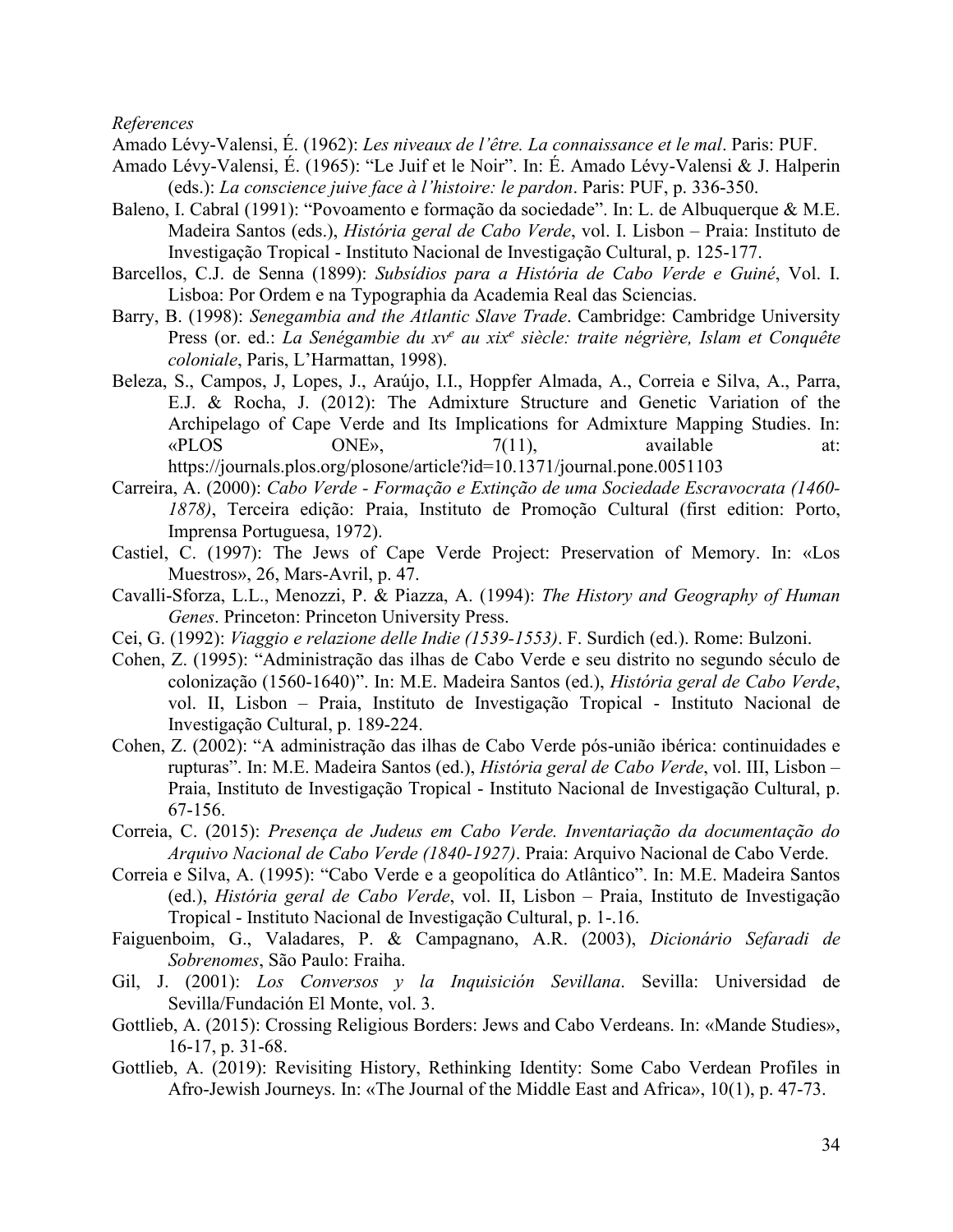*References*

Amado Lévy-Valensi, É. (1962): *Les niveaux de l'être. La connaissance et le mal*. Paris: PUF.

Amado Lévy-Valensi, É. (1965): "Le Juif et le Noir". In: É. Amado Lévy-Valensi & J. Halperin (eds.): *La conscience juive face à l'histoire: le pardon*. Paris: PUF, p. 336-350.

Baleno, I. Cabral (1991): "Povoamento e formação da sociedade". In: L. de Albuquerque & M.E. Madeira Santos (eds.), *História geral de Cabo Verde*, vol. I. Lisbon – Praia: Instituto de Investigação Tropical - Instituto Nacional de Investigação Cultural, p. 125-177.

Barcellos, C.J. de Senna (1899): *Subsídios para a História de Cabo Verde e Guiné*, Vol. I. Lisboa: Por Ordem e na Typographia da Academia Real das Sciencias.

Barry, B. (1998): *Senegambia and the Atlantic Slave Trade*. Cambridge: Cambridge University Press (or. ed.: *La Senégambie du xv^e^ au xix^e^ siècle: traite négrière, Islam et Conquête coloniale*, Paris, L'Harmattan, 1998).

Beleza, S., Campos, J, Lopes, J., Araújo, I.I., Hoppfer Almada, A., Correia e Silva, A., Parra, E.J. & Rocha, J. (2012): The Admixture Structure and Genetic Variation of the Archipelago of Cape Verde and Its Implications for Admixture Mapping Studies. In: «PLOS ONE», 7(11), available at: https://journals.plos.org/plosone/article?id=10.1371/journal.pone.0051103

Carreira, A. (2000): *Cabo Verde - Formação e Extinção de uma Sociedade Escravocrata (1460-1878)*, Terceira edição: Praia, Instituto de Promoção Cultural (first edition: Porto, Imprensa Portuguesa, 1972).

Castiel, C. (1997): The Jews of Cape Verde Project: Preservation of Memory. In: «Los Muestros», 26, Mars-Avril, p. 47.

Cavalli-Sforza, L.L., Menozzi, P. & Piazza, A. (1994): *The History and Geography of Human Genes*. Princeton: Princeton University Press.

Cei, G. (1992): *Viaggio e relazione delle Indie (1539-1553)*. F. Surdich (ed.). Rome: Bulzoni.

Cohen, Z. (1995): "Administração das ilhas de Cabo Verde e seu distrito no segundo século de colonização (1560-1640)". In: M.E. Madeira Santos (ed.), *História geral de Cabo Verde*, vol. II, Lisbon – Praia, Instituto de Investigação Tropical - Instituto Nacional de Investigação Cultural, p. 189-224.

Cohen, Z. (2002): "A administração das ilhas de Cabo Verde pós-união ibérica: continuidades e rupturas". In: M.E. Madeira Santos (ed.), *História geral de Cabo Verde*, vol. III, Lisbon – Praia, Instituto de Investigação Tropical - Instituto Nacional de Investigação Cultural, p. 67-156.

Correia, C. (2015): *Presença de Judeus em Cabo Verde. Inventariação da documentação do Arquivo Nacional de Cabo Verde (1840-1927)*. Praia: Arquivo Nacional de Cabo Verde.

Correia e Silva, A. (1995): "Cabo Verde e a geopolítica do Atlântico". In: M.E. Madeira Santos (ed.), *História geral de Cabo Verde*, vol. II, Lisbon – Praia, Instituto de Investigação Tropical - Instituto Nacional de Investigação Cultural, p. 1-.16.

Faiguenboim, G., Valadares, P. & Campagnano, A.R. (2003), *Dicionário Sefaradi de Sobrenomes*, São Paulo: Fraiha.

Gil, J. (2001): *Los Conversos y la Inquisición Sevillana*. Sevilla: Universidad de Sevilla/Fundación El Monte, vol. 3.

Gottlieb, A. (2015): Crossing Religious Borders: Jews and Cabo Verdeans. In: «Mande Studies», 16-17, p. 31-68.

Gottlieb, A. (2019): Revisiting History, Rethinking Identity: Some Cabo Verdean Profiles in Afro-Jewish Journeys. In: «The Journal of the Middle East and Africa», 10(1), p. 47-73.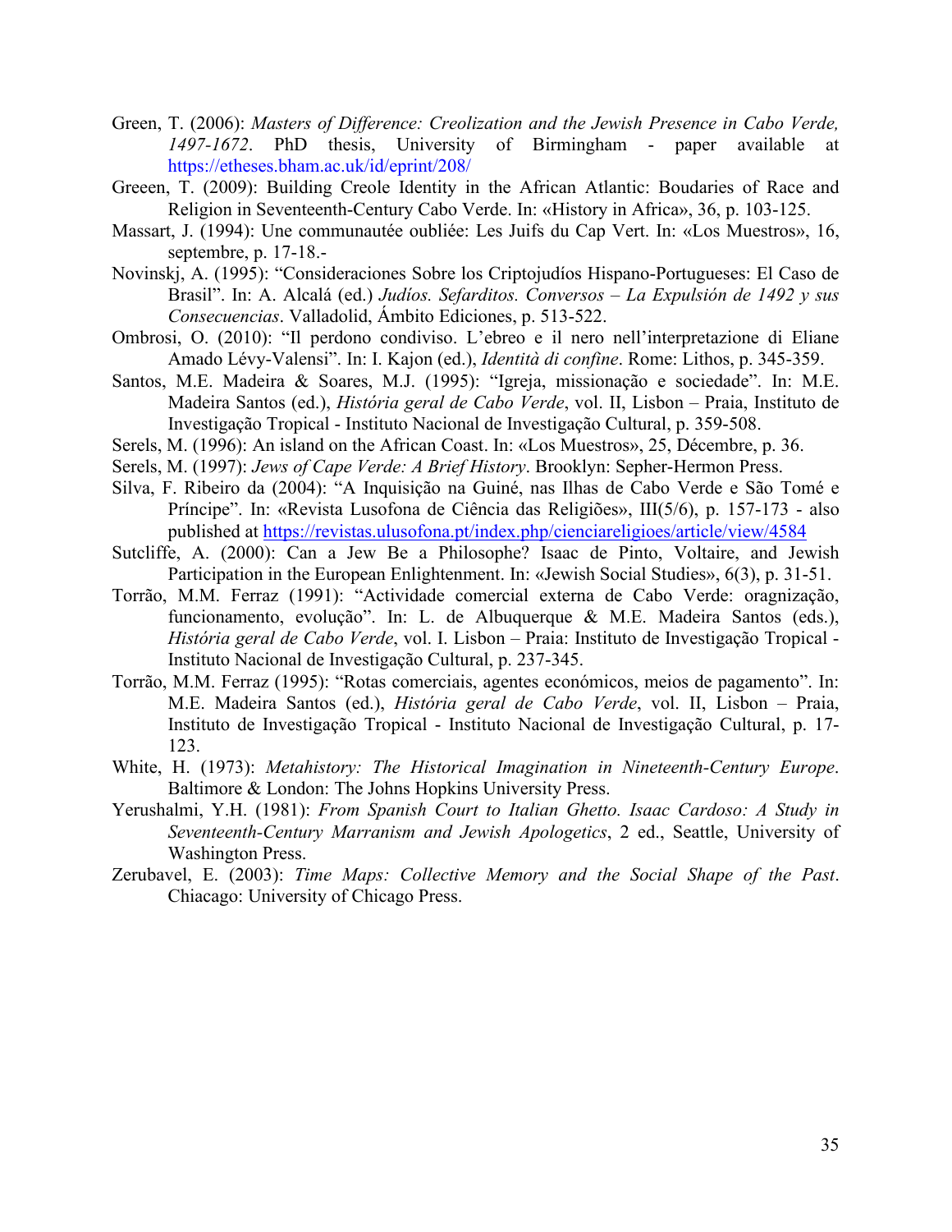Green, T. (2006): *Masters of Difference: Creolization and the Jewish Presence in Cabo Verde, 1497-1672*. PhD thesis, University of Birmingham - paper available at https://etheses.bham.ac.uk/id/eprint/208/

Greeen, T. (2009): Building Creole Identity in the African Atlantic: Boudaries of Race and Religion in Seventeenth-Century Cabo Verde. In: «History in Africa», 36, p. 103-125.

Massart, J. (1994): Une communautée oubliée: Les Juifs du Cap Vert. In: «Los Muestros», 16, septembre, p. 17-18.-

Novinskj, A. (1995): "Consideraciones Sobre los Criptojudíos Hispano-Portugueses: El Caso de Brasil". In: A. Alcalá (ed.) *Judíos. Sefarditos. Conversos – La Expulsión de 1492 y sus Consecuencias*. Valladolid, Ámbito Ediciones, p. 513-522.

Ombrosi, O. (2010): "Il perdono condiviso. L'ebreo e il nero nell'interpretazione di Eliane Amado Lévy-Valensi". In: I. Kajon (ed.), *Identità di confine*. Rome: Lithos, p. 345-359.

Santos, M.E. Madeira & Soares, M.J. (1995): "Igreja, missionação e sociedade". In: M.E. Madeira Santos (ed.), *História geral de Cabo Verde*, vol. II, Lisbon – Praia, Instituto de Investigação Tropical - Instituto Nacional de Investigação Cultural, p. 359-508.

Serels, M. (1996): An island on the African Coast. In: «Los Muestros», 25, Décembre, p. 36.

Serels, M. (1997): *Jews of Cape Verde: A Brief History*. Brooklyn: Sepher-Hermon Press.

Silva, F. Ribeiro da (2004): "A Inquisição na Guiné, nas Ilhas de Cabo Verde e São Tomé e Príncipe". In: «Revista Lusofona de Ciência das Religiões», III(5/6), p. 157-173 - also published at https://revistas.ulusofona.pt/index.php/cienciareligioes/article/view/4584

Sutcliffe, A. (2000): Can a Jew Be a Philosophe? Isaac de Pinto, Voltaire, and Jewish Participation in the European Enlightenment. In: «Jewish Social Studies», 6(3), p. 31-51.

Torrão, M.M. Ferraz (1991): "Actividade comercial externa de Cabo Verde: oragnização, funcionamento, evolução". In: L. de Albuquerque & M.E. Madeira Santos (eds.), *História geral de Cabo Verde*, vol. I. Lisbon – Praia: Instituto de Investigação Tropical - Instituto Nacional de Investigação Cultural, p. 237-345.

Torrão, M.M. Ferraz (1995): "Rotas comerciais, agentes económicos, meios de pagamento". In: M.E. Madeira Santos (ed.), *História geral de Cabo Verde*, vol. II, Lisbon – Praia, Instituto de Investigação Tropical - Instituto Nacional de Investigação Cultural, p. 17-123.

White, H. (1973): *Metahistory: The Historical Imagination in Nineteenth-Century Europe*. Baltimore & London: The Johns Hopkins University Press.

Yerushalmi, Y.H. (1981): *From Spanish Court to Italian Ghetto. Isaac Cardoso: A Study in Seventeenth-Century Marranism and Jewish Apologetics*, 2 ed., Seattle, University of Washington Press.

Zerubavel, E. (2003): *Time Maps: Collective Memory and the Social Shape of the Past*. Chiacago: University of Chicago Press.